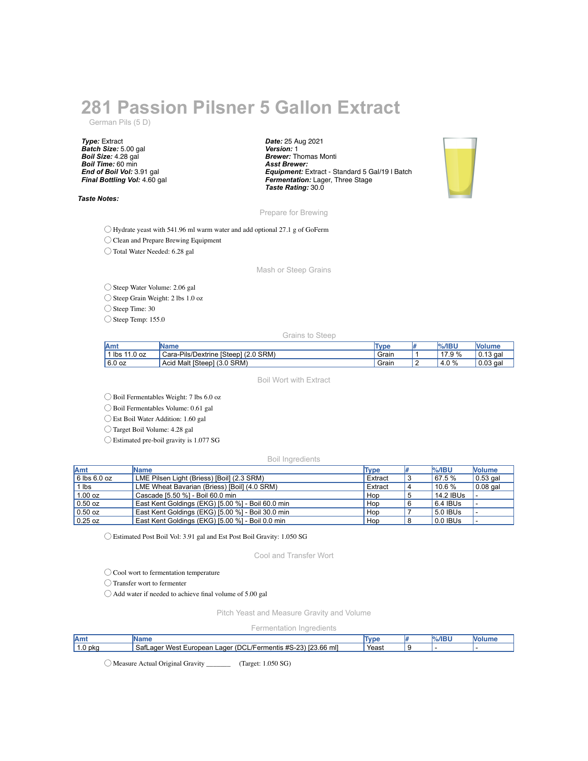# 281 Passion Pilsner 5 Gallon Extract

German Pils (5 D)

***Type:*** Extract
***Batch Size:*** 5.00 gal
***Boil Size:*** 4.28 gal
***Boil Time:*** 60 min
***End of Boil Vol:*** 3.91 gal
***Final Bottling Vol:*** 4.60 gal

***Date:*** 25 Aug 2021
***Version:*** 1
***Brewer:*** Thomas Monti
***Asst Brewer:***
***Equipment:*** Extract - Standard 5 Gal/19 l Batch
***Fermentation:*** Lager, Three Stage
***Taste Rating:*** 30.0

***Taste Notes:***

## Prepare for Brewing

- ◯ Hydrate yeast with 541.96 ml warm water and add optional 27.1 g of GoFerm
- ◯ Clean and Prepare Brewing Equipment
- ◯ Total Water Needed: 6.28 gal

## Mash or Steep Grains

- ◯ Steep Water Volume: 2.06 gal
- ◯ Steep Grain Weight: 2 lbs 1.0 oz
- ◯ Steep Time: 30
- ◯ Steep Temp: 155.0

### Grains to Steep

| Amt | Name | Type | # | %/IBU | Volume |
|---|---|---|---|---|---|
| 1 lbs 11.0 oz | Cara-Pils/Dextrine [Steep] (2.0 SRM) | Grain | 1 | 17.9 % | 0.13 gal |
| 6.0 oz | Acid Malt [Steep] (3.0 SRM) | Grain | 2 | 4.0 % | 0.03 gal |

## Boil Wort with Extract

- ◯ Boil Fermentables Weight: 7 lbs 6.0 oz
- ◯ Boil Fermentables Volume: 0.61 gal
- ◯ Est Boil Water Addition: 1.60 gal
- ◯ Target Boil Volume: 4.28 gal
- ◯ Estimated pre-boil gravity is 1.077 SG

### Boil Ingredients

| Amt | Name | Type | # | %/IBU | Volume |
|---|---|---|---|---|---|
| 6 lbs 6.0 oz | LME Pilsen Light (Briess) [Boil] (2.3 SRM) | Extract | 3 | 67.5 % | 0.53 gal |
| 1 lbs | LME Wheat Bavarian (Briess) [Boil] (4.0 SRM) | Extract | 4 | 10.6 % | 0.08 gal |
| 1.00 oz | Cascade [5.50 %] - Boil 60.0 min | Hop | 5 | 14.2 IBUs | - |
| 0.50 oz | East Kent Goldings (EKG) [5.00 %] - Boil 60.0 min | Hop | 6 | 6.4 IBUs | - |
| 0.50 oz | East Kent Goldings (EKG) [5.00 %] - Boil 30.0 min | Hop | 7 | 5.0 IBUs | - |
| 0.25 oz | East Kent Goldings (EKG) [5.00 %] - Boil 0.0 min | Hop | 8 | 0.0 IBUs | - |

- ◯ Estimated Post Boil Vol: 3.91 gal and Est Post Boil Gravity: 1.050 SG

## Cool and Transfer Wort

- ◯ Cool wort to fermentation temperature
- ◯ Transfer wort to fermenter
- ◯ Add water if needed to achieve final volume of 5.00 gal

## Pitch Yeast and Measure Gravity and Volume

### Fermentation Ingredients

| Amt | Name | Type | # | %/IBU | Volume |
|---|---|---|---|---|---|
| 1.0 pkg | SafLager West European Lager (DCL/Fermentis #S-23) [23.66 ml] | Yeast | 9 | - | - |

- ◯ Measure Actual Original Gravity _______ (Target: 1.050 SG)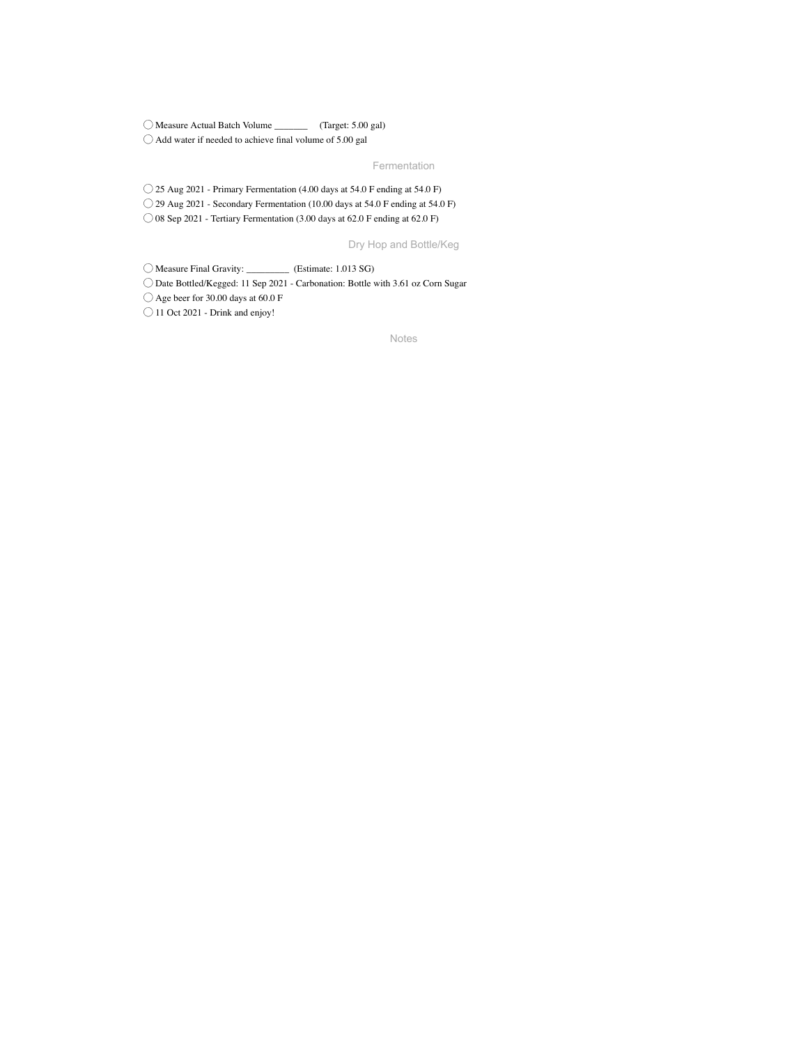◯ Measure Actual Batch Volume _______ (Target: 5.00 gal)

◯ Add water if needed to achieve final volume of 5.00 gal

## Fermentation

◯ 25 Aug 2021 - Primary Fermentation (4.00 days at 54.0 F ending at 54.0 F)

◯ 29 Aug 2021 - Secondary Fermentation (10.00 days at 54.0 F ending at 54.0 F)

◯ 08 Sep 2021 - Tertiary Fermentation (3.00 days at 62.0 F ending at 62.0 F)

## Dry Hop and Bottle/Keg

◯ Measure Final Gravity: _________ (Estimate: 1.013 SG)

◯ Date Bottled/Kegged: 11 Sep 2021 - Carbonation: Bottle with 3.61 oz Corn Sugar

◯ Age beer for 30.00 days at 60.0 F

◯ 11 Oct 2021 - Drink and enjoy!

## Notes